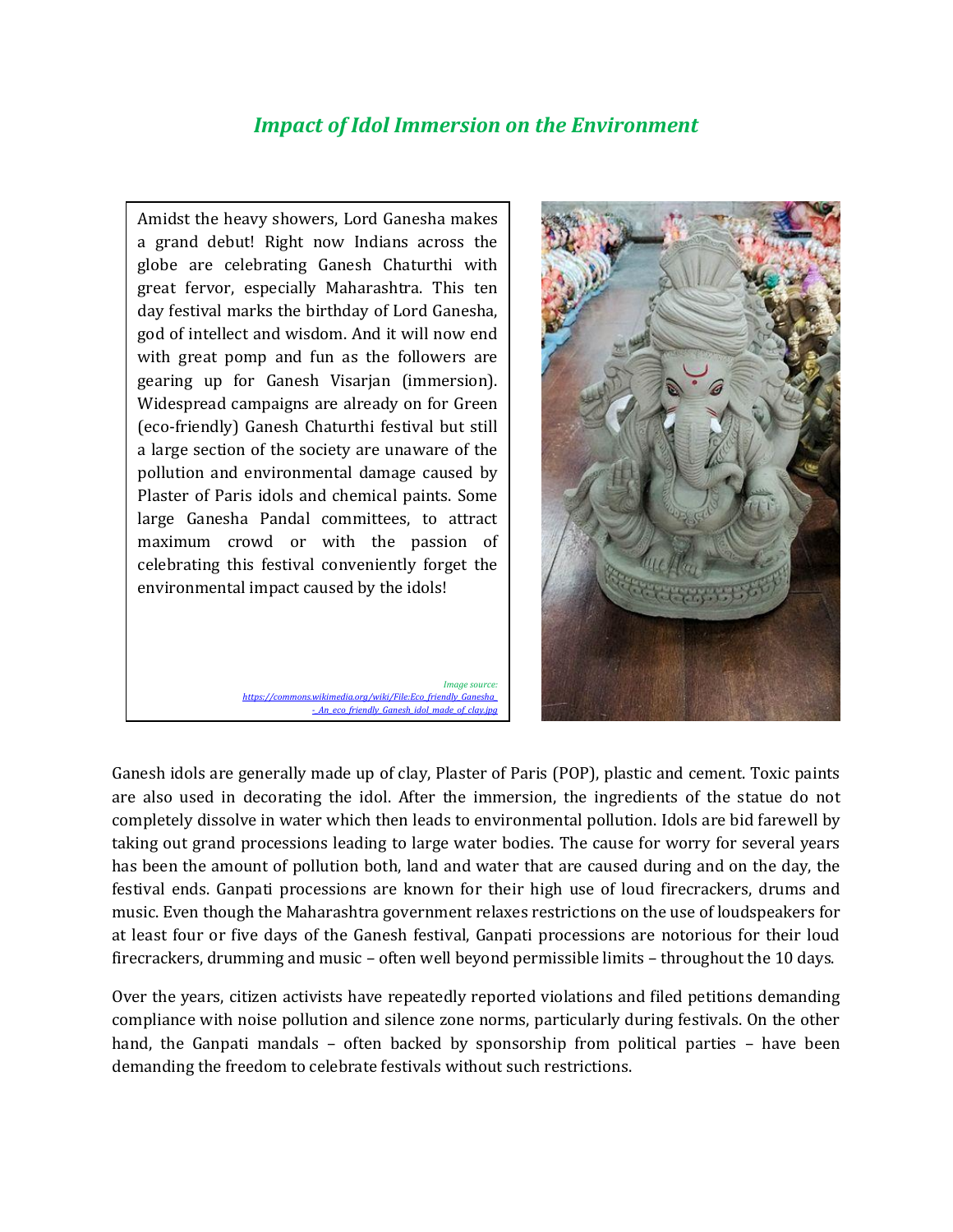# *Impact of Idol Immersion on the Environment*

Amidst the heavy showers, Lord Ganesha makes a grand debut! Right now Indians across the globe are celebrating Ganesh Chaturthi with great fervor, especially Maharashtra. This ten day festival marks the birthday of Lord Ganesha, god of intellect and wisdom. And it will now end with great pomp and fun as the followers are gearing up for Ganesh Visarjan (immersion). Widespread campaigns are already on for Green (eco-friendly) Ganesh Chaturthi festival but still a large section of the society are unaware of the pollution and environmental damage caused by Plaster of Paris idols and chemical paints. Some large Ganesha Pandal committees, to attract maximum crowd or with the passion of celebrating this festival conveniently forget the environmental impact caused by the idols!

*Image source: https://commons.wikimedia.org/wiki/File:Eco_friendly_Ganesha_-_An_eco_friendly_Ganesh_idol_made_of_clay.jpg*

Ganesh idols are generally made up of clay, Plaster of Paris (POP), plastic and cement. Toxic paints are also used in decorating the idol. After the immersion, the ingredients of the statue do not completely dissolve in water which then leads to environmental pollution. Idols are bid farewell by taking out grand processions leading to large water bodies. The cause for worry for several years has been the amount of pollution both, land and water that are caused during and on the day, the festival ends. Ganpati processions are known for their high use of loud firecrackers, drums and music. Even though the Maharashtra government relaxes restrictions on the use of loudspeakers for at least four or five days of the Ganesh festival, Ganpati processions are notorious for their loud firecrackers, drumming and music – often well beyond permissible limits – throughout the 10 days.

Over the years, citizen activists have repeatedly reported violations and filed petitions demanding compliance with noise pollution and silence zone norms, particularly during festivals. On the other hand, the Ganpati mandals – often backed by sponsorship from political parties – have been demanding the freedom to celebrate festivals without such restrictions.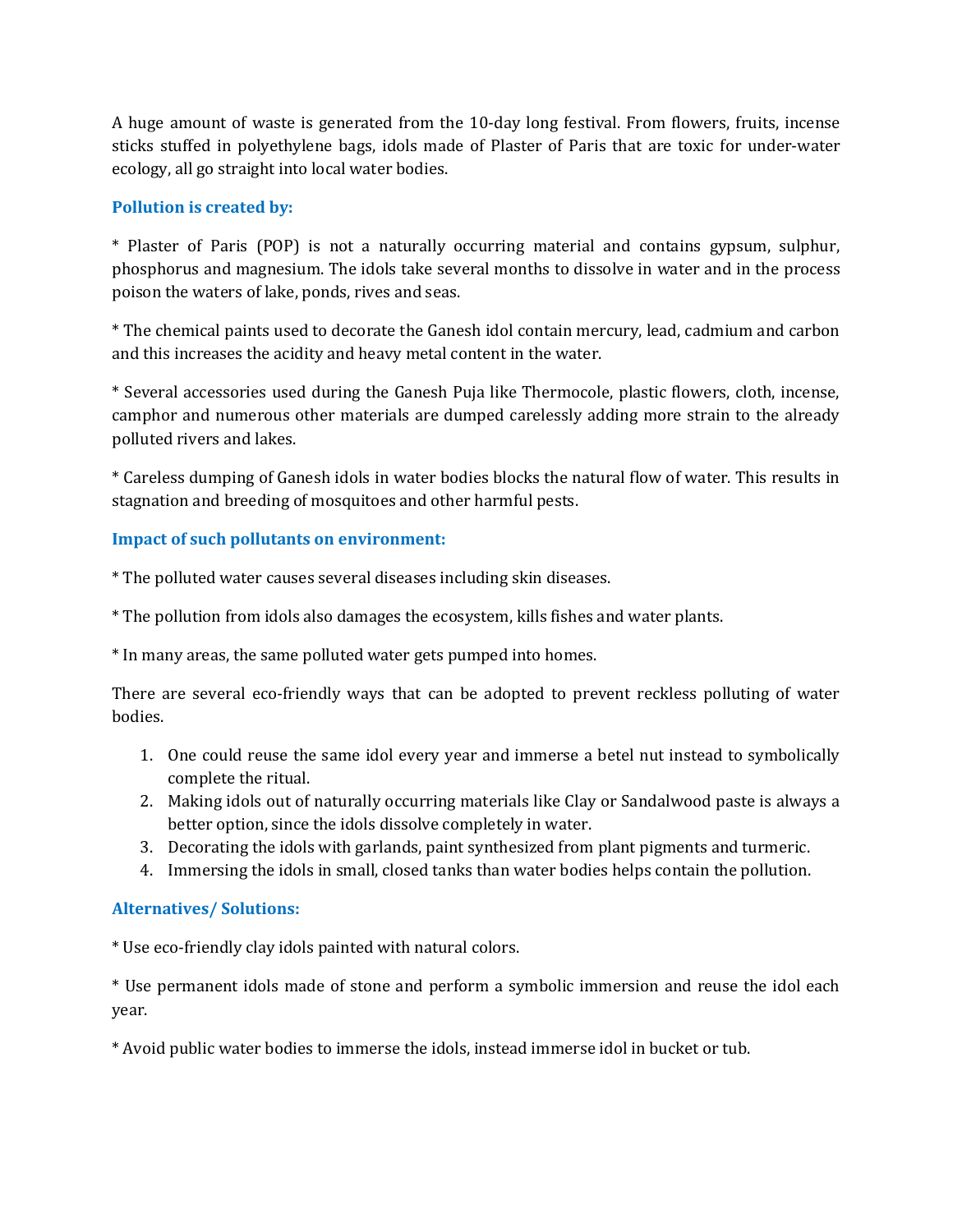A huge amount of waste is generated from the 10-day long festival. From flowers, fruits, incense sticks stuffed in polyethylene bags, idols made of Plaster of Paris that are toxic for under-water ecology, all go straight into local water bodies.

### Pollution is created by:

* Plaster of Paris (POP) is not a naturally occurring material and contains gypsum, sulphur, phosphorus and magnesium. The idols take several months to dissolve in water and in the process poison the waters of lake, ponds, rives and seas.

* The chemical paints used to decorate the Ganesh idol contain mercury, lead, cadmium and carbon and this increases the acidity and heavy metal content in the water.

* Several accessories used during the Ganesh Puja like Thermocole, plastic flowers, cloth, incense, camphor and numerous other materials are dumped carelessly adding more strain to the already polluted rivers and lakes.

* Careless dumping of Ganesh idols in water bodies blocks the natural flow of water. This results in stagnation and breeding of mosquitoes and other harmful pests.

### Impact of such pollutants on environment:

* The polluted water causes several diseases including skin diseases.

* The pollution from idols also damages the ecosystem, kills fishes and water plants.

* In many areas, the same polluted water gets pumped into homes.

There are several eco-friendly ways that can be adopted to prevent reckless polluting of water bodies.

1. One could reuse the same idol every year and immerse a betel nut instead to symbolically complete the ritual.
2. Making idols out of naturally occurring materials like Clay or Sandalwood paste is always a better option, since the idols dissolve completely in water.
3. Decorating the idols with garlands, paint synthesized from plant pigments and turmeric.
4. Immersing the idols in small, closed tanks than water bodies helps contain the pollution.

### Alternatives/ Solutions:

* Use eco-friendly clay idols painted with natural colors.

* Use permanent idols made of stone and perform a symbolic immersion and reuse the idol each year.

* Avoid public water bodies to immerse the idols, instead immerse idol in bucket or tub.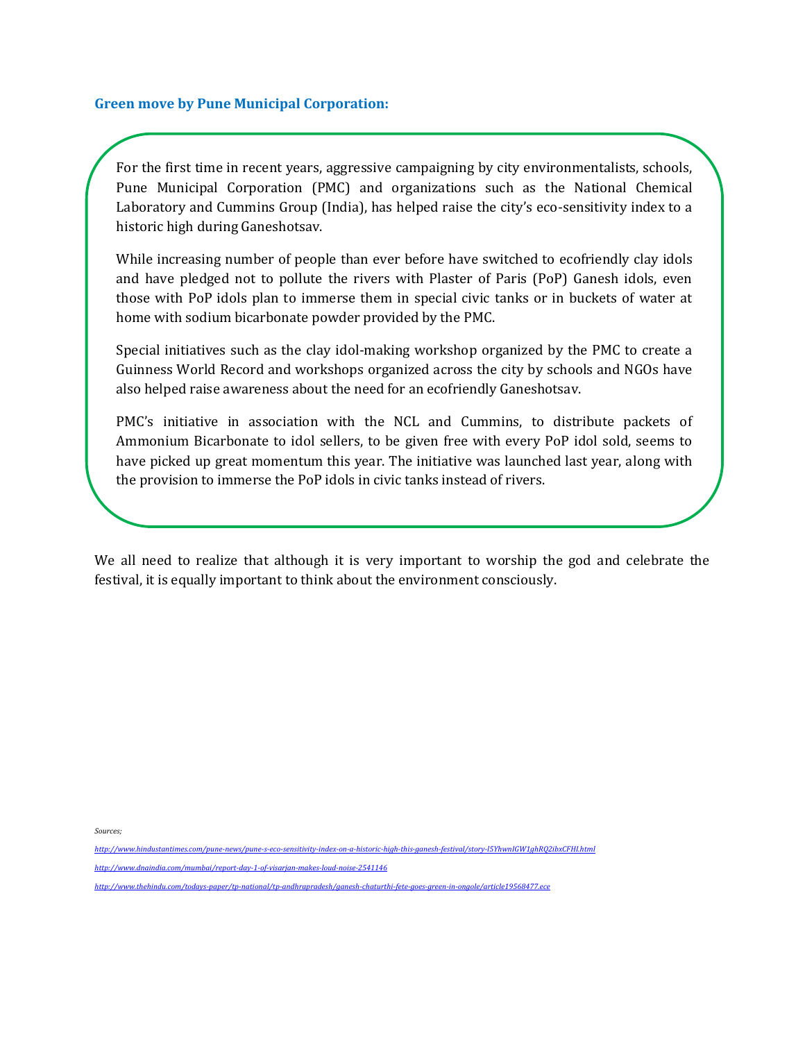### Green move by Pune Municipal Corporation:

For the first time in recent years, aggressive campaigning by city environmentalists, schools, Pune Municipal Corporation (PMC) and organizations such as the National Chemical Laboratory and Cummins Group (India), has helped raise the city's eco-sensitivity index to a historic high during Ganeshotsav.

While increasing number of people than ever before have switched to ecofriendly clay idols and have pledged not to pollute the rivers with Plaster of Paris (PoP) Ganesh idols, even those with PoP idols plan to immerse them in special civic tanks or in buckets of water at home with sodium bicarbonate powder provided by the PMC.

Special initiatives such as the clay idol-making workshop organized by the PMC to create a Guinness World Record and workshops organized across the city by schools and NGOs have also helped raise awareness about the need for an ecofriendly Ganeshotsav.

PMC's initiative in association with the NCL and Cummins, to distribute packets of Ammonium Bicarbonate to idol sellers, to be given free with every PoP idol sold, seems to have picked up great momentum this year. The initiative was launched last year, along with the provision to immerse the PoP idols in civic tanks instead of rivers.

We all need to realize that although it is very important to worship the god and celebrate the festival, it is equally important to think about the environment consciously.

*Sources;*

*http://www.hindustantimes.com/pune-news/pune-s-eco-sensitivity-index-on-a-historic-high-this-ganesh-festival/story-I5YhwnIGW1ghRQ2ibxCFHI.html*

*http://www.dnaindia.com/mumbai/report-day-1-of-visarjan-makes-loud-noise-2541146*

*http://www.thehindu.com/todays-paper/tp-national/tp-andhrapradesh/ganesh-chaturthi-fete-goes-green-in-ongole/article19568477.ece*